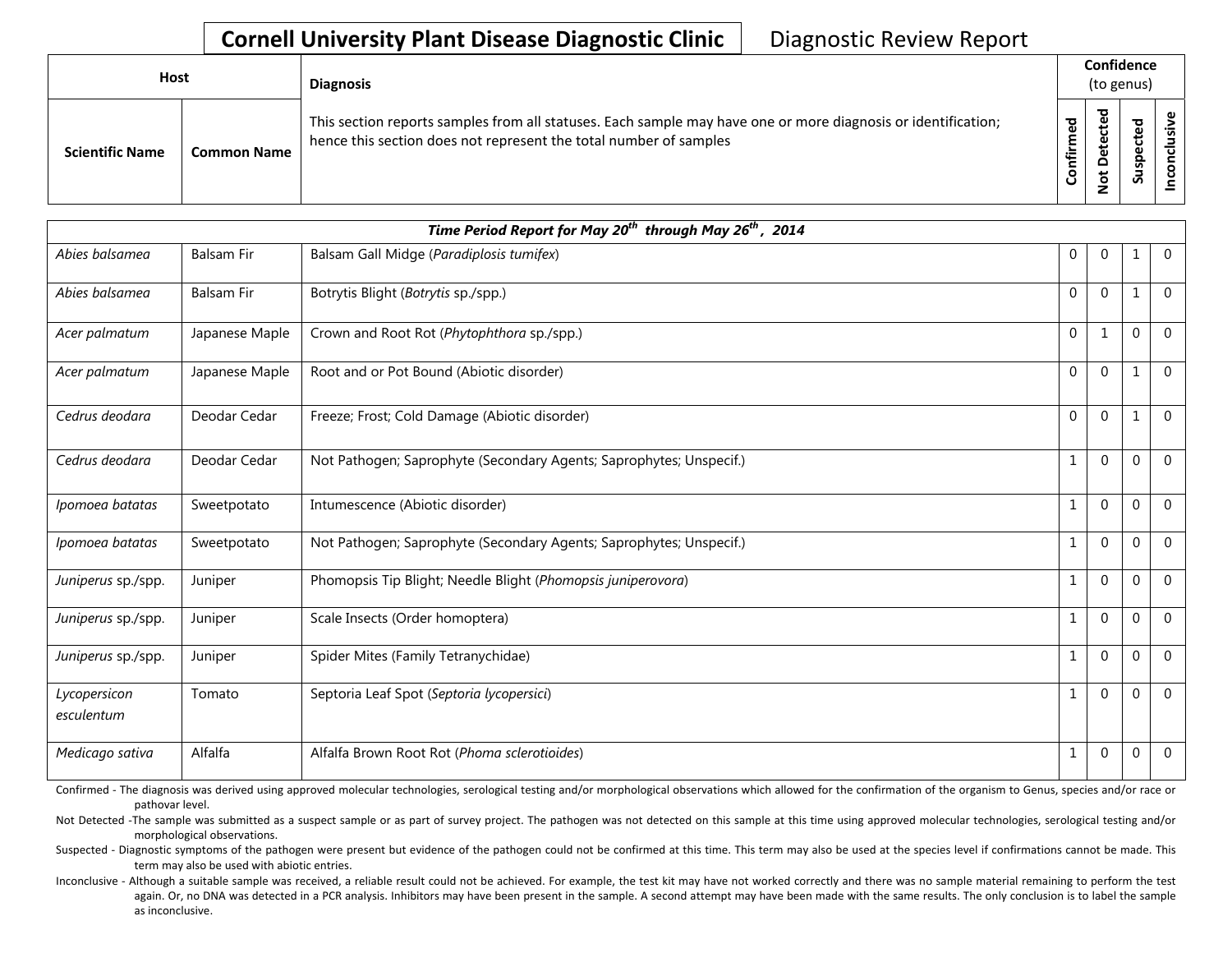# Cornell University Plant Disease Diagnostic Clinic

Diagnostic Review Report

| Host | | Diagnosis | Confidence (to genus) | | | |
|---|---|---|---|---|---|---|
| Scientific Name | Common Name | This section reports samples from all statuses. Each sample may have one or more diagnosis or identification; hence this section does not represent the total number of samples | Confirmed | Not Detected | Suspected | Inconclusive |

| *Time Period Report for May 20th through May 26th, 2014* | | | | | | |
|---|---|---|---|---|---|---|
| *Abies balsamea* | Balsam Fir | Balsam Gall Midge (*Paradiplosis tumifex*) | 0 | 0 | 1 | 0 |
| *Abies balsamea* | Balsam Fir | Botrytis Blight (*Botrytis* sp./spp.) | 0 | 0 | 1 | 0 |
| *Acer palmatum* | Japanese Maple | Crown and Root Rot (*Phytophthora* sp./spp.) | 0 | 1 | 0 | 0 |
| *Acer palmatum* | Japanese Maple | Root and or Pot Bound (Abiotic disorder) | 0 | 0 | 1 | 0 |
| *Cedrus deodara* | Deodar Cedar | Freeze; Frost; Cold Damage (Abiotic disorder) | 0 | 0 | 1 | 0 |
| *Cedrus deodara* | Deodar Cedar | Not Pathogen; Saprophyte (Secondary Agents; Saprophytes; Unspecif.) | 1 | 0 | 0 | 0 |
| *Ipomoea batatas* | Sweetpotato | Intumescence (Abiotic disorder) | 1 | 0 | 0 | 0 |
| *Ipomoea batatas* | Sweetpotato | Not Pathogen; Saprophyte (Secondary Agents; Saprophytes; Unspecif.) | 1 | 0 | 0 | 0 |
| *Juniperus* sp./spp. | Juniper | Phomopsis Tip Blight; Needle Blight (*Phomopsis juniperovora*) | 1 | 0 | 0 | 0 |
| *Juniperus* sp./spp. | Juniper | Scale Insects (Order homoptera) | 1 | 0 | 0 | 0 |
| *Juniperus* sp./spp. | Juniper | Spider Mites (Family Tetranychidae) | 1 | 0 | 0 | 0 |
| *Lycopersicon esculentum* | Tomato | Septoria Leaf Spot (*Septoria lycopersici*) | 1 | 0 | 0 | 0 |
| *Medicago sativa* | Alfalfa | Alfalfa Brown Root Rot (*Phoma sclerotioides*) | 1 | 0 | 0 | 0 |

Confirmed - The diagnosis was derived using approved molecular technologies, serological testing and/or morphological observations which allowed for the confirmation of the organism to Genus, species and/or race or pathovar level.

Not Detected -The sample was submitted as a suspect sample or as part of survey project. The pathogen was not detected on this sample at this time using approved molecular technologies, serological testing and/or morphological observations.

Suspected - Diagnostic symptoms of the pathogen were present but evidence of the pathogen could not be confirmed at this time. This term may also be used at the species level if confirmations cannot be made. This term may also be used with abiotic entries.

Inconclusive - Although a suitable sample was received, a reliable result could not be achieved. For example, the test kit may have not worked correctly and there was no sample material remaining to perform the test again. Or, no DNA was detected in a PCR analysis. Inhibitors may have been present in the sample. A second attempt may have been made with the same results. The only conclusion is to label the sample as inconclusive.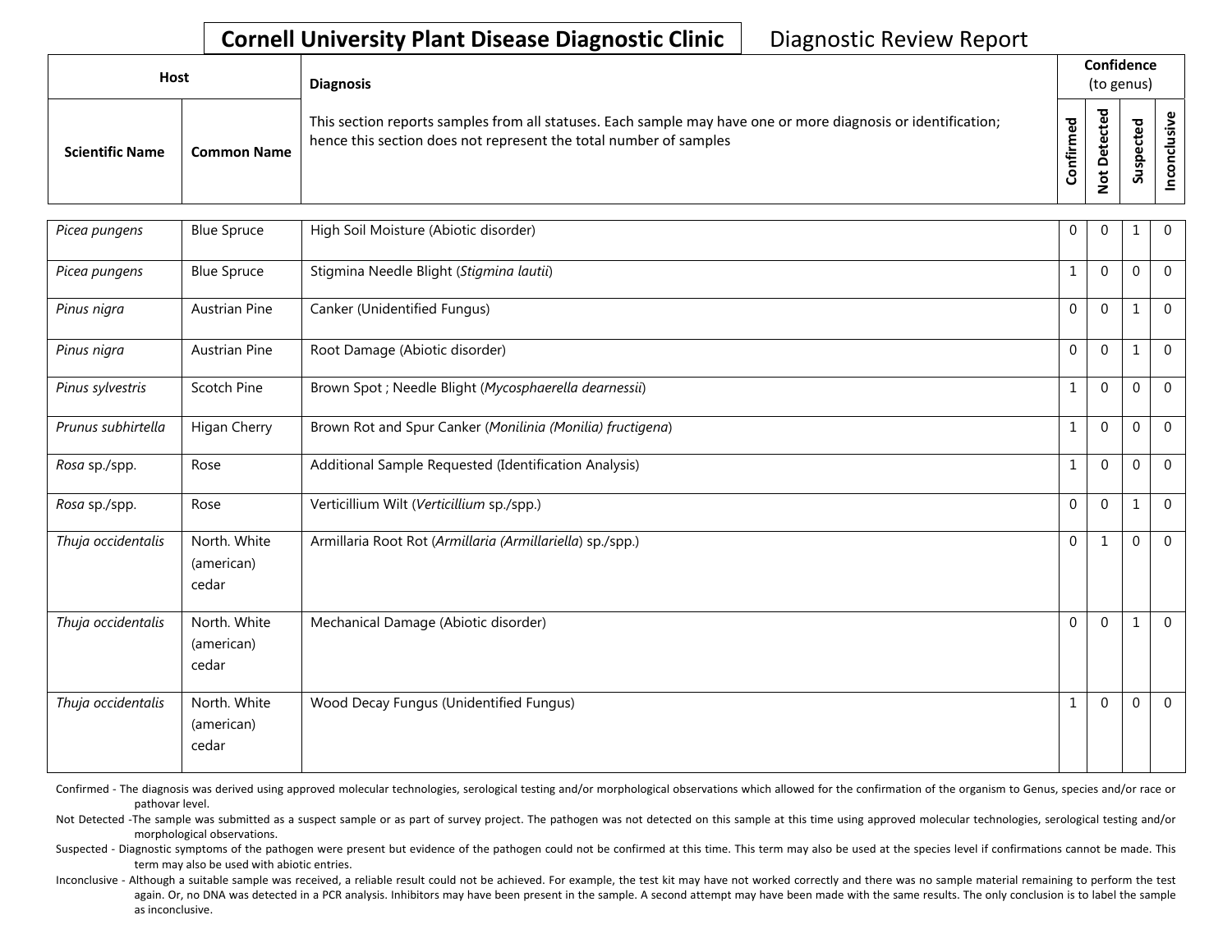**Cornell University Plant Disease Diagnostic Clinic** Diagnostic Review Report

| Host | | Diagnosis | Confidence (to genus) | | | |
|---|---|---|---|---|---|---|
| Scientific Name | Common Name | This section reports samples from all statuses. Each sample may have one or more diagnosis or identification; hence this section does not represent the total number of samples | Confirmed | Not Detected | Suspected | Inconclusive |
| *Picea pungens* | Blue Spruce | High Soil Moisture (Abiotic disorder) | 0 | 0 | 1 | 0 |
| *Picea pungens* | Blue Spruce | Stigmina Needle Blight (*Stigmina lautii*) | 1 | 0 | 0 | 0 |
| *Pinus nigra* | Austrian Pine | Canker (Unidentified Fungus) | 0 | 0 | 1 | 0 |
| *Pinus nigra* | Austrian Pine | Root Damage (Abiotic disorder) | 0 | 0 | 1 | 0 |
| *Pinus sylvestris* | Scotch Pine | Brown Spot ; Needle Blight (*Mycosphaerella dearnessii*) | 1 | 0 | 0 | 0 |
| *Prunus subhirtella* | Higan Cherry | Brown Rot and Spur Canker (*Monilinia (Monilia) fructigena*) | 1 | 0 | 0 | 0 |
| *Rosa* sp./spp. | Rose | Additional Sample Requested (Identification Analysis) | 1 | 0 | 0 | 0 |
| *Rosa* sp./spp. | Rose | Verticillium Wilt (*Verticillium* sp./spp.) | 0 | 0 | 1 | 0 |
| *Thuja occidentalis* | North. White (american) cedar | Armillaria Root Rot (*Armillaria (Armillariella)* sp./spp.) | 0 | 1 | 0 | 0 |
| *Thuja occidentalis* | North. White (american) cedar | Mechanical Damage (Abiotic disorder) | 0 | 0 | 1 | 0 |
| *Thuja occidentalis* | North. White (american) cedar | Wood Decay Fungus (Unidentified Fungus) | 1 | 0 | 0 | 0 |

Confirmed - The diagnosis was derived using approved molecular technologies, serological testing and/or morphological observations which allowed for the confirmation of the organism to Genus, species and/or race or pathovar level.

Not Detected -The sample was submitted as a suspect sample or as part of survey project. The pathogen was not detected on this sample at this time using approved molecular technologies, serological testing and/or morphological observations.

Suspected - Diagnostic symptoms of the pathogen were present but evidence of the pathogen could not be confirmed at this time. This term may also be used at the species level if confirmations cannot be made. This term may also be used with abiotic entries.

Inconclusive - Although a suitable sample was received, a reliable result could not be achieved. For example, the test kit may have not worked correctly and there was no sample material remaining to perform the test again. Or, no DNA was detected in a PCR analysis. Inhibitors may have been present in the sample. A second attempt may have been made with the same results. The only conclusion is to label the sample as inconclusive.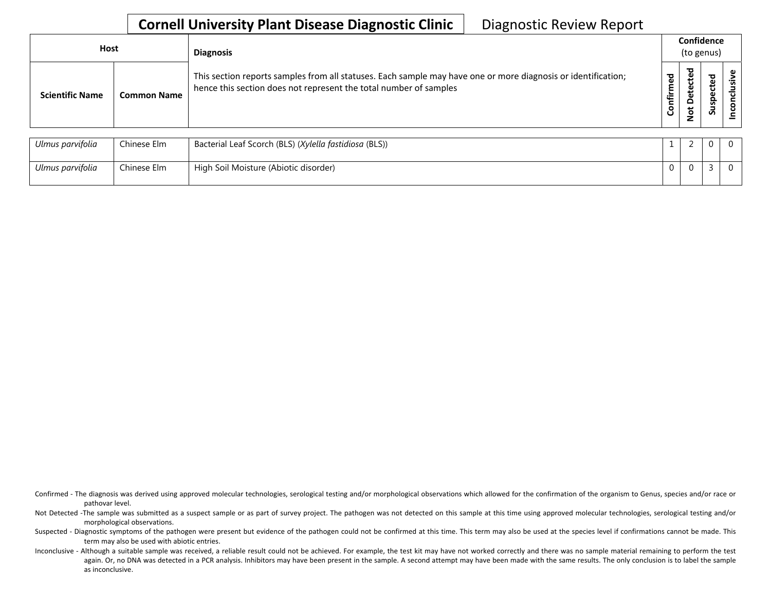# Cornell University Plant Disease Diagnostic Clinic — Diagnostic Review Report

| Host | | Diagnosis | Confidence (to genus) | | | |
|---|---|---|---|---|---|---|
| Scientific Name | Common Name | This section reports samples from all statuses. Each sample may have one or more diagnosis or identification; hence this section does not represent the total number of samples | Confirmed | Not Detected | Suspected | Inconclusive |
| *Ulmus parvifolia* | Chinese Elm | Bacterial Leaf Scorch (BLS) (*Xylella fastidiosa* (BLS)) | 1 | 2 | 0 | 0 |
| *Ulmus parvifolia* | Chinese Elm | High Soil Moisture (Abiotic disorder) | 0 | 0 | 3 | 0 |

Confirmed - The diagnosis was derived using approved molecular technologies, serological testing and/or morphological observations which allowed for the confirmation of the organism to Genus, species and/or race or pathovar level.

Not Detected -The sample was submitted as a suspect sample or as part of survey project. The pathogen was not detected on this sample at this time using approved molecular technologies, serological testing and/or morphological observations.

Suspected - Diagnostic symptoms of the pathogen were present but evidence of the pathogen could not be confirmed at this time. This term may also be used at the species level if confirmations cannot be made. This term may also be used with abiotic entries.

Inconclusive - Although a suitable sample was received, a reliable result could not be achieved. For example, the test kit may have not worked correctly and there was no sample material remaining to perform the test again. Or, no DNA was detected in a PCR analysis. Inhibitors may have been present in the sample. A second attempt may have been made with the same results. The only conclusion is to label the sample as inconclusive.